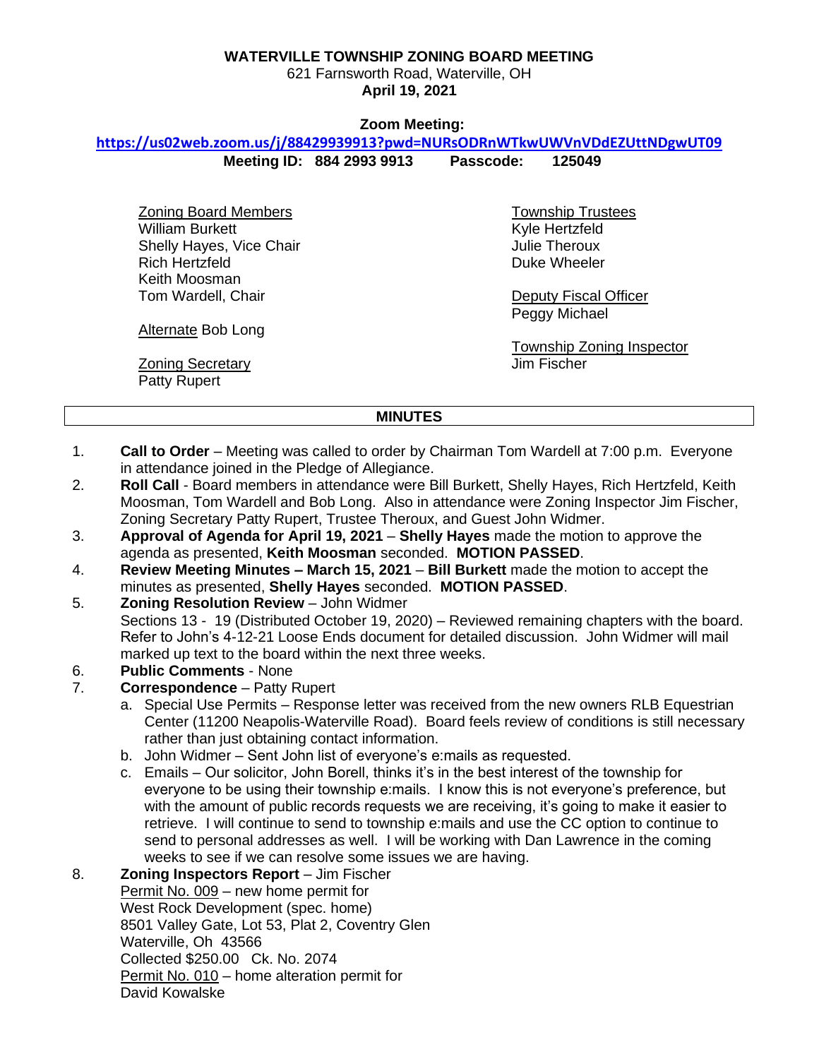# WATERVILLE TOWNSHIP ZONING BOARD MEETING

621 Farnsworth Road, Waterville, OH

**April 19, 2021**

**Zoom Meeting:**

**https://us02web.zoom.us/j/88429939913?pwd=NURsODRnWTkwUWVnVDdEZUttNDgwUT09**

**Meeting ID: 884 2993 9913 Passcode: 125049**

Zoning Board Members
William Burkett
Shelly Hayes, Vice Chair
Rich Hertzfeld
Keith Moosman
Tom Wardell, Chair

Alternate Bob Long

Zoning Secretary
Patty Rupert

Township Trustees
Kyle Hertzfeld
Julie Theroux
Duke Wheeler

Deputy Fiscal Officer
Peggy Michael

Township Zoning Inspector
Jim Fischer

## MINUTES

1. **Call to Order** – Meeting was called to order by Chairman Tom Wardell at 7:00 p.m. Everyone in attendance joined in the Pledge of Allegiance.
2. **Roll Call** - Board members in attendance were Bill Burkett, Shelly Hayes, Rich Hertzfeld, Keith Moosman, Tom Wardell and Bob Long. Also in attendance were Zoning Inspector Jim Fischer, Zoning Secretary Patty Rupert, Trustee Theroux, and Guest John Widmer.
3. **Approval of Agenda for April 19, 2021** – **Shelly Hayes** made the motion to approve the agenda as presented, **Keith Moosman** seconded. **MOTION PASSED**.
4. **Review Meeting Minutes – March 15, 2021** – **Bill Burkett** made the motion to accept the minutes as presented, **Shelly Hayes** seconded. **MOTION PASSED**.
5. **Zoning Resolution Review** – John Widmer
   Sections 13 - 19 (Distributed October 19, 2020) – Reviewed remaining chapters with the board. Refer to John's 4-12-21 Loose Ends document for detailed discussion. John Widmer will mail marked up text to the board within the next three weeks.
6. **Public Comments** - None
7. **Correspondence** – Patty Rupert
   a. Special Use Permits – Response letter was received from the new owners RLB Equestrian Center (11200 Neapolis-Waterville Road). Board feels review of conditions is still necessary rather than just obtaining contact information.
   b. John Widmer – Sent John list of everyone's e:mails as requested.
   c. Emails – Our solicitor, John Borell, thinks it's in the best interest of the township for everyone to be using their township e:mails. I know this is not everyone's preference, but with the amount of public records requests we are receiving, it's going to make it easier to retrieve. I will continue to send to township e:mails and use the CC option to continue to send to personal addresses as well. I will be working with Dan Lawrence in the coming weeks to see if we can resolve some issues we are having.
8. **Zoning Inspectors Report** – Jim Fischer
   Permit No. 009 – new home permit for
   West Rock Development (spec. home)
   8501 Valley Gate, Lot 53, Plat 2, Coventry Glen
   Waterville, Oh 43566
   Collected $250.00 Ck. No. 2074
   Permit No. 010 – home alteration permit for
   David Kowalske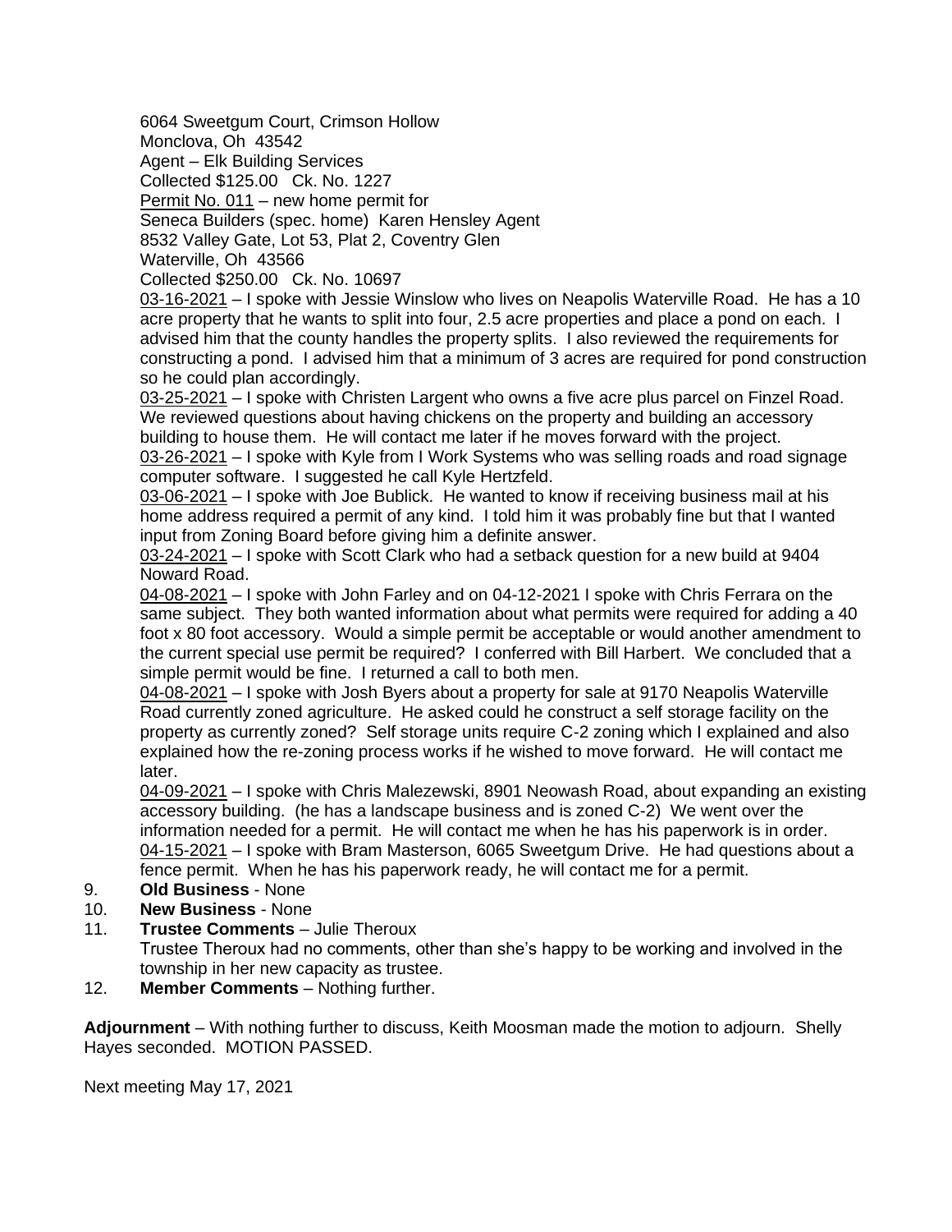6064 Sweetgum Court, Crimson Hollow
Monclova, Oh 43542
Agent – Elk Building Services
Collected $125.00 Ck. No. 1227
Permit No. 011 – new home permit for
Seneca Builders (spec. home) Karen Hensley Agent
8532 Valley Gate, Lot 53, Plat 2, Coventry Glen
Waterville, Oh 43566
Collected $250.00 Ck. No. 10697

03-16-2021 – I spoke with Jessie Winslow who lives on Neapolis Waterville Road. He has a 10 acre property that he wants to split into four, 2.5 acre properties and place a pond on each. I advised him that the county handles the property splits. I also reviewed the requirements for constructing a pond. I advised him that a minimum of 3 acres are required for pond construction so he could plan accordingly.

03-25-2021 – I spoke with Christen Largent who owns a five acre plus parcel on Finzel Road. We reviewed questions about having chickens on the property and building an accessory building to house them. He will contact me later if he moves forward with the project.

03-26-2021 – I spoke with Kyle from I Work Systems who was selling roads and road signage computer software. I suggested he call Kyle Hertzfeld.

03-06-2021 – I spoke with Joe Bublick. He wanted to know if receiving business mail at his home address required a permit of any kind. I told him it was probably fine but that I wanted input from Zoning Board before giving him a definite answer.

03-24-2021 – I spoke with Scott Clark who had a setback question for a new build at 9404 Noward Road.

04-08-2021 – I spoke with John Farley and on 04-12-2021 I spoke with Chris Ferrara on the same subject. They both wanted information about what permits were required for adding a 40 foot x 80 foot accessory. Would a simple permit be acceptable or would another amendment to the current special use permit be required? I conferred with Bill Harbert. We concluded that a simple permit would be fine. I returned a call to both men.

04-08-2021 – I spoke with Josh Byers about a property for sale at 9170 Neapolis Waterville Road currently zoned agriculture. He asked could he construct a self storage facility on the property as currently zoned? Self storage units require C-2 zoning which I explained and also explained how the re-zoning process works if he wished to move forward. He will contact me later.

04-09-2021 – I spoke with Chris Malezewski, 8901 Neowash Road, about expanding an existing accessory building. (he has a landscape business and is zoned C-2) We went over the information needed for a permit. He will contact me when he has his paperwork is in order.

04-15-2021 – I spoke with Bram Masterson, 6065 Sweetgum Drive. He had questions about a fence permit. When he has his paperwork ready, he will contact me for a permit.

9. **Old Business** - None
10. **New Business** - None
11. **Trustee Comments** – Julie Theroux
    Trustee Theroux had no comments, other than she's happy to be working and involved in the township in her new capacity as trustee.
12. **Member Comments** – Nothing further.

**Adjournment** – With nothing further to discuss, Keith Moosman made the motion to adjourn. Shelly Hayes seconded. MOTION PASSED.

Next meeting May 17, 2021